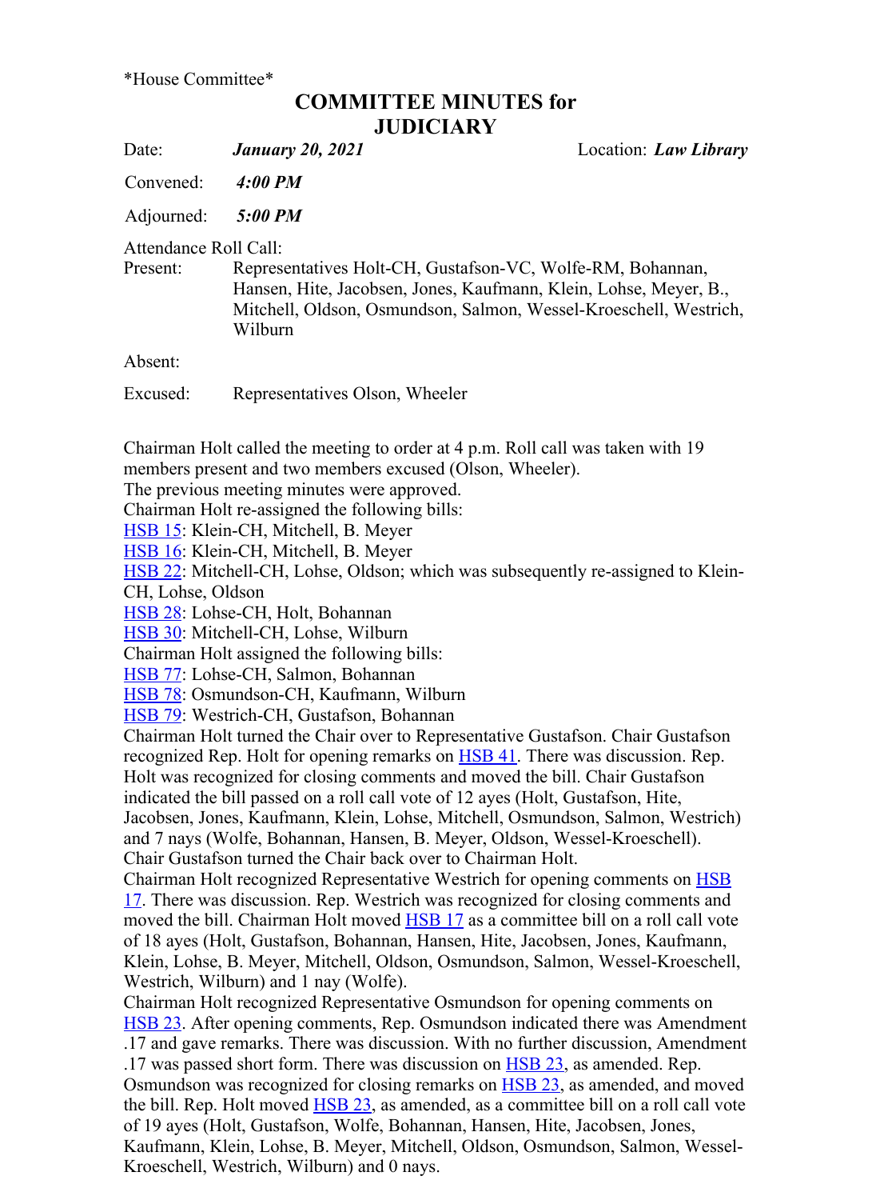*House Committee*

# COMMITTEE MINUTES for JUDICIARY

Date: ***January 20, 2021*** Location: ***Law Library***

Convened: ***4:00 PM***

Adjourned: ***5:00 PM***

Attendance Roll Call:

Present: Representatives Holt-CH, Gustafson-VC, Wolfe-RM, Bohannan, Hansen, Hite, Jacobsen, Jones, Kaufmann, Klein, Lohse, Meyer, B., Mitchell, Oldson, Osmundson, Salmon, Wessel-Kroeschell, Westrich, Wilburn

Absent:

Excused: Representatives Olson, Wheeler

Chairman Holt called the meeting to order at 4 p.m. Roll call was taken with 19 members present and two members excused (Olson, Wheeler).
The previous meeting minutes were approved.
Chairman Holt re-assigned the following bills:
HSB 15: Klein-CH, Mitchell, B. Meyer
HSB 16: Klein-CH, Mitchell, B. Meyer
HSB 22: Mitchell-CH, Lohse, Oldson; which was subsequently re-assigned to Klein-CH, Lohse, Oldson
HSB 28: Lohse-CH, Holt, Bohannan
HSB 30: Mitchell-CH, Lohse, Wilburn
Chairman Holt assigned the following bills:
HSB 77: Lohse-CH, Salmon, Bohannan
HSB 78: Osmundson-CH, Kaufmann, Wilburn
HSB 79: Westrich-CH, Gustafson, Bohannan
Chairman Holt turned the Chair over to Representative Gustafson. Chair Gustafson recognized Rep. Holt for opening remarks on HSB 41. There was discussion. Rep. Holt was recognized for closing comments and moved the bill. Chair Gustafson indicated the bill passed on a roll call vote of 12 ayes (Holt, Gustafson, Hite, Jacobsen, Jones, Kaufmann, Klein, Lohse, Mitchell, Osmundson, Salmon, Westrich) and 7 nays (Wolfe, Bohannan, Hansen, B. Meyer, Oldson, Wessel-Kroeschell).
Chair Gustafson turned the Chair back over to Chairman Holt.
Chairman Holt recognized Representative Westrich for opening comments on HSB 17. There was discussion. Rep. Westrich was recognized for closing comments and moved the bill. Chairman Holt moved HSB 17 as a committee bill on a roll call vote of 18 ayes (Holt, Gustafson, Bohannan, Hansen, Hite, Jacobsen, Jones, Kaufmann, Klein, Lohse, B. Meyer, Mitchell, Oldson, Osmundson, Salmon, Wessel-Kroeschell, Westrich, Wilburn) and 1 nay (Wolfe).
Chairman Holt recognized Representative Osmundson for opening comments on HSB 23. After opening comments, Rep. Osmundson indicated there was Amendment .17 and gave remarks. There was discussion. With no further discussion, Amendment .17 was passed short form. There was discussion on HSB 23, as amended. Rep. Osmundson was recognized for closing remarks on HSB 23, as amended, and moved the bill. Rep. Holt moved HSB 23, as amended, as a committee bill on a roll call vote of 19 ayes (Holt, Gustafson, Wolfe, Bohannan, Hansen, Hite, Jacobsen, Jones, Kaufmann, Klein, Lohse, B. Meyer, Mitchell, Oldson, Osmundson, Salmon, Wessel-Kroeschell, Westrich, Wilburn) and 0 nays.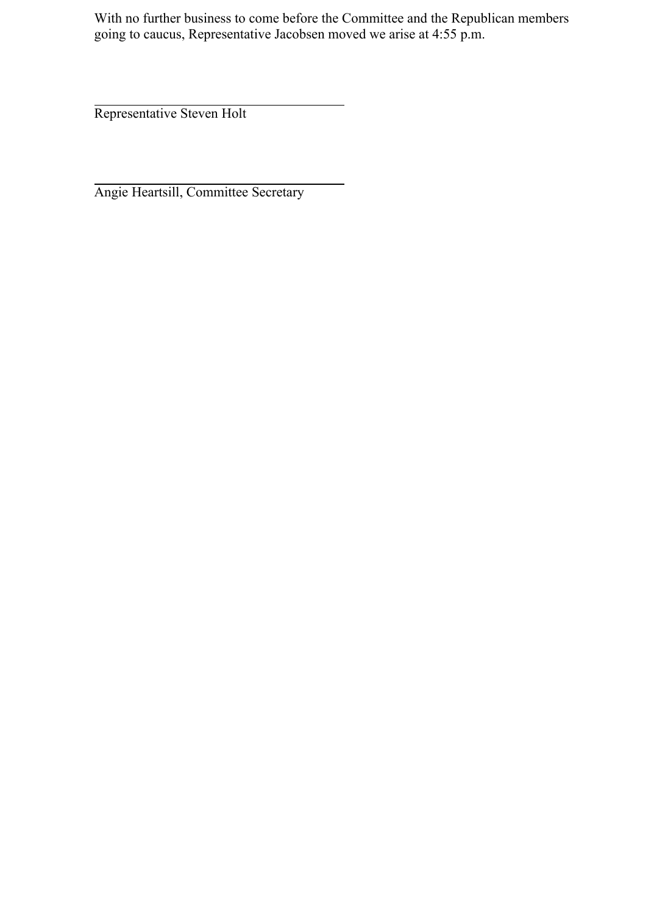With no further business to come before the Committee and the Republican members going to caucus, Representative Jacobsen moved we arise at 4:55 p.m.

\_\_\_\_\_\_\_\_\_\_\_\_\_\_\_\_\_\_\_\_\_\_\_\_\_\_\_\_\_\_\_\_\_\_\_\_\_\_\_\_

Representative Steven Holt

\_\_\_\_\_\_\_\_\_\_\_\_\_\_\_\_\_\_\_\_\_\_\_\_\_\_\_\_\_\_\_\_\_\_\_\_\_\_\_\_

Angie Heartsill, Committee Secretary